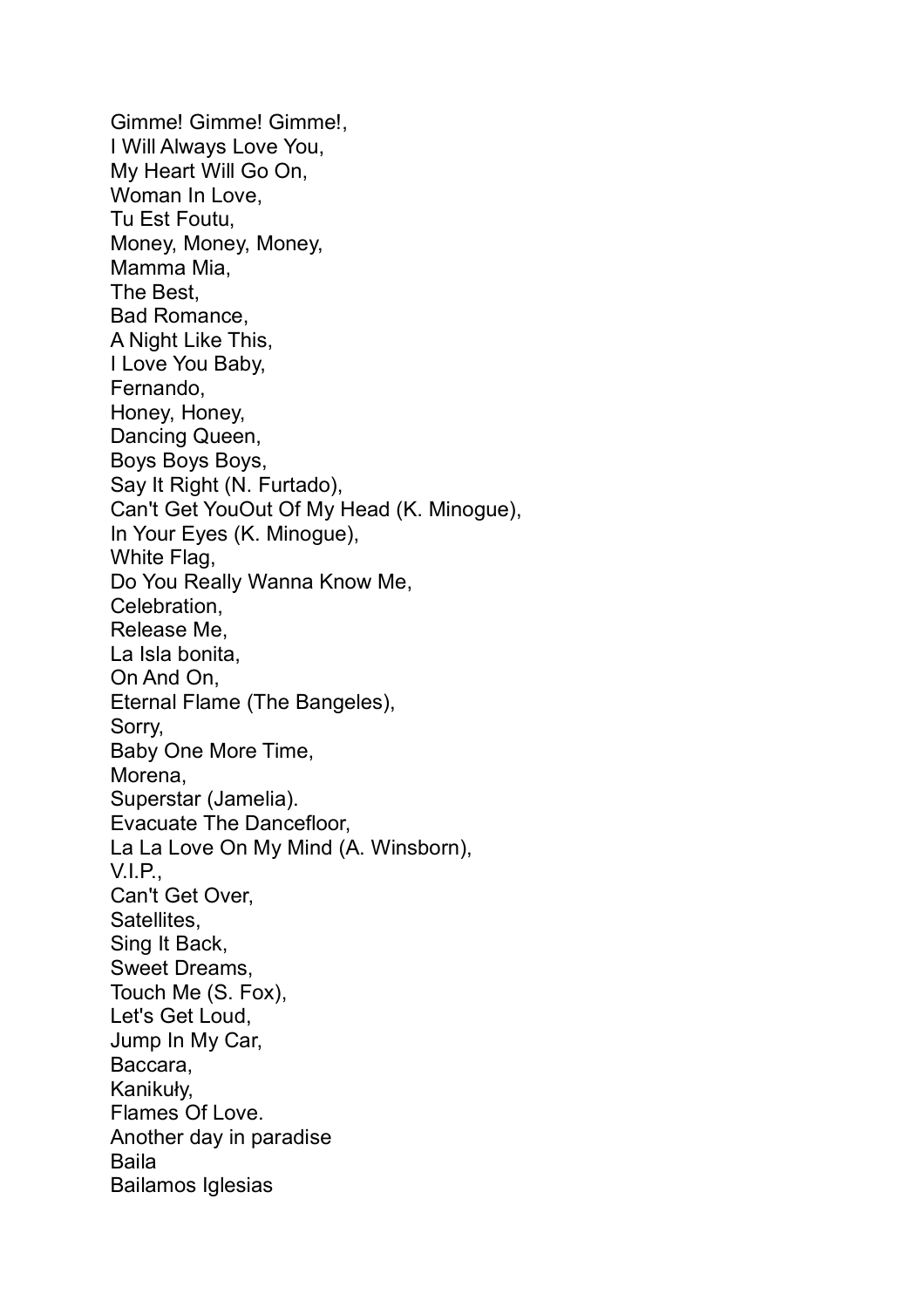Gimme! Gimme! Gimme!,  
I Will Always Love You,  
My Heart Will Go On,  
Woman In Love,  
Tu Est Foutu,  
Money, Money, Money,  
Mamma Mia,  
The Best,  
Bad Romance,  
A Night Like This,  
I Love You Baby,  
Fernando,  
Honey, Honey,  
Dancing Queen,  
Boys Boys Boys,  
Say It Right (N. Furtado),  
Can't Get YouOut Of My Head (K. Minogue),  
In Your Eyes (K. Minogue),  
White Flag,  
Do You Really Wanna Know Me,  
Celebration,  
Release Me,  
La Isla bonita,  
On And On,  
Eternal Flame (The Bangeles),  
Sorry,  
Baby One More Time,  
Morena,  
Superstar (Jamelia).  
Evacuate The Dancefloor,  
La La Love On My Mind (A. Winsborn),  
V.I.P.,  
Can't Get Over,  
Satellites,  
Sing It Back,  
Sweet Dreams,  
Touch Me (S. Fox),  
Let's Get Loud,  
Jump In My Car,  
Baccara,  
Kanikuły,  
Flames Of Love.  
Another day in paradise  
Baila  
Bailamos Iglesias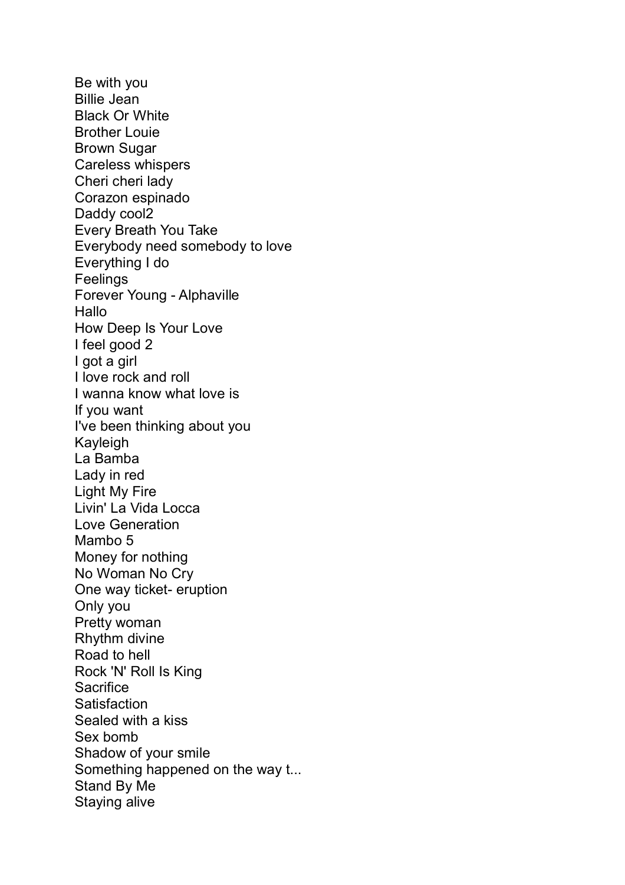Be with you
Billie Jean
Black Or White
Brother Louie
Brown Sugar
Careless whispers
Cheri cheri lady
Corazon espinado
Daddy cool2
Every Breath You Take
Everybody need somebody to love
Everything I do
Feelings
Forever Young - Alphaville
Hallo
How Deep Is Your Love
I feel good 2
I got a girl
I love rock and roll
I wanna know what love is
If you want
I've been thinking about you
Kayleigh
La Bamba
Lady in red
Light My Fire
Livin' La Vida Locca
Love Generation
Mambo 5
Money for nothing
No Woman No Cry
One way ticket- eruption
Only you
Pretty woman
Rhythm divine
Road to hell
Rock 'N' Roll Is King
Sacrifice
Satisfaction
Sealed with a kiss
Sex bomb
Shadow of your smile
Something happened on the way t...
Stand By Me
Staying alive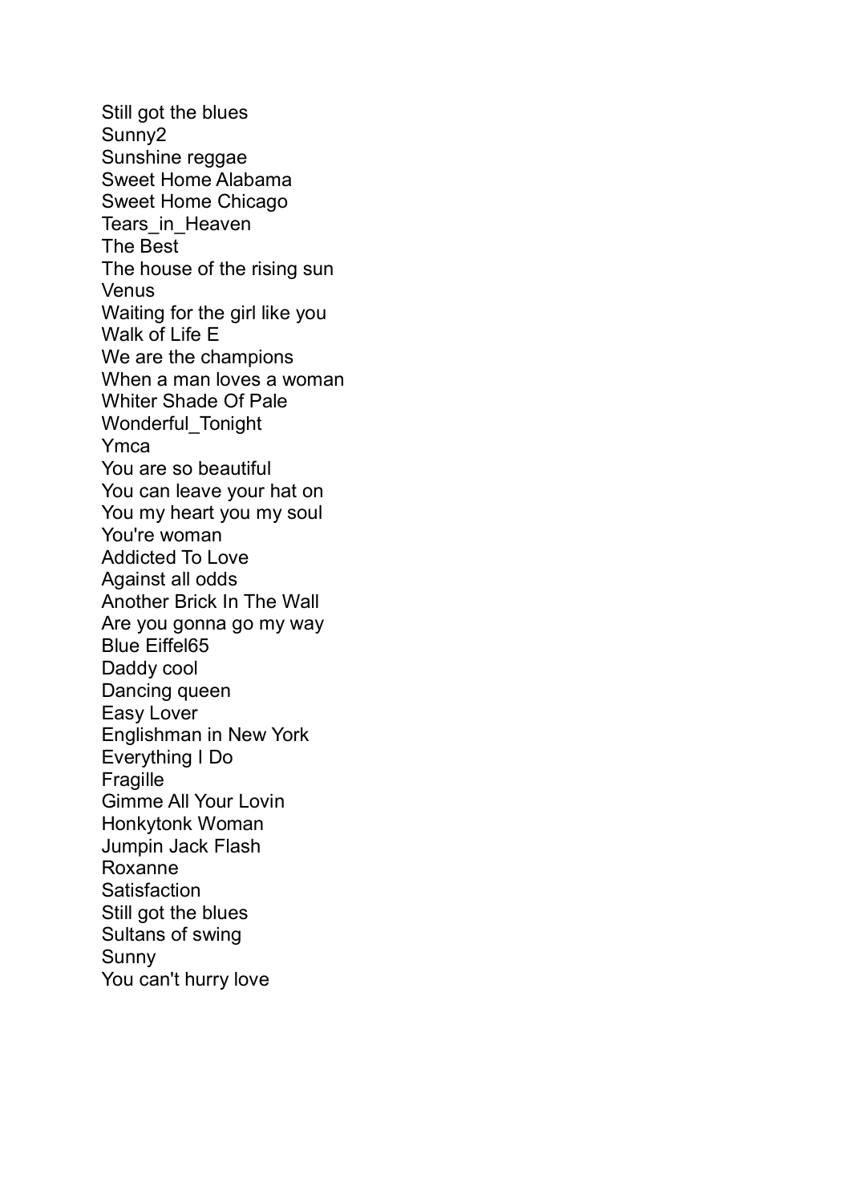Still got the blues
Sunny2
Sunshine reggae
Sweet Home Alabama
Sweet Home Chicago
Tears_in_Heaven
The Best
The house of the rising sun
Venus
Waiting for the girl like you
Walk of Life E
We are the champions
When a man loves a woman
Whiter Shade Of Pale
Wonderful_Tonight
Ymca
You are so beautiful
You can leave your hat on
You my heart you my soul
You're woman
Addicted To Love
Against all odds
Another Brick In The Wall
Are you gonna go my way
Blue Eiffel65
Daddy cool
Dancing queen
Easy Lover
Englishman in New York
Everything I Do
Fragille
Gimme All Your Lovin
Honkytonk Woman
Jumpin Jack Flash
Roxanne
Satisfaction
Still got the blues
Sultans of swing
Sunny
You can't hurry love